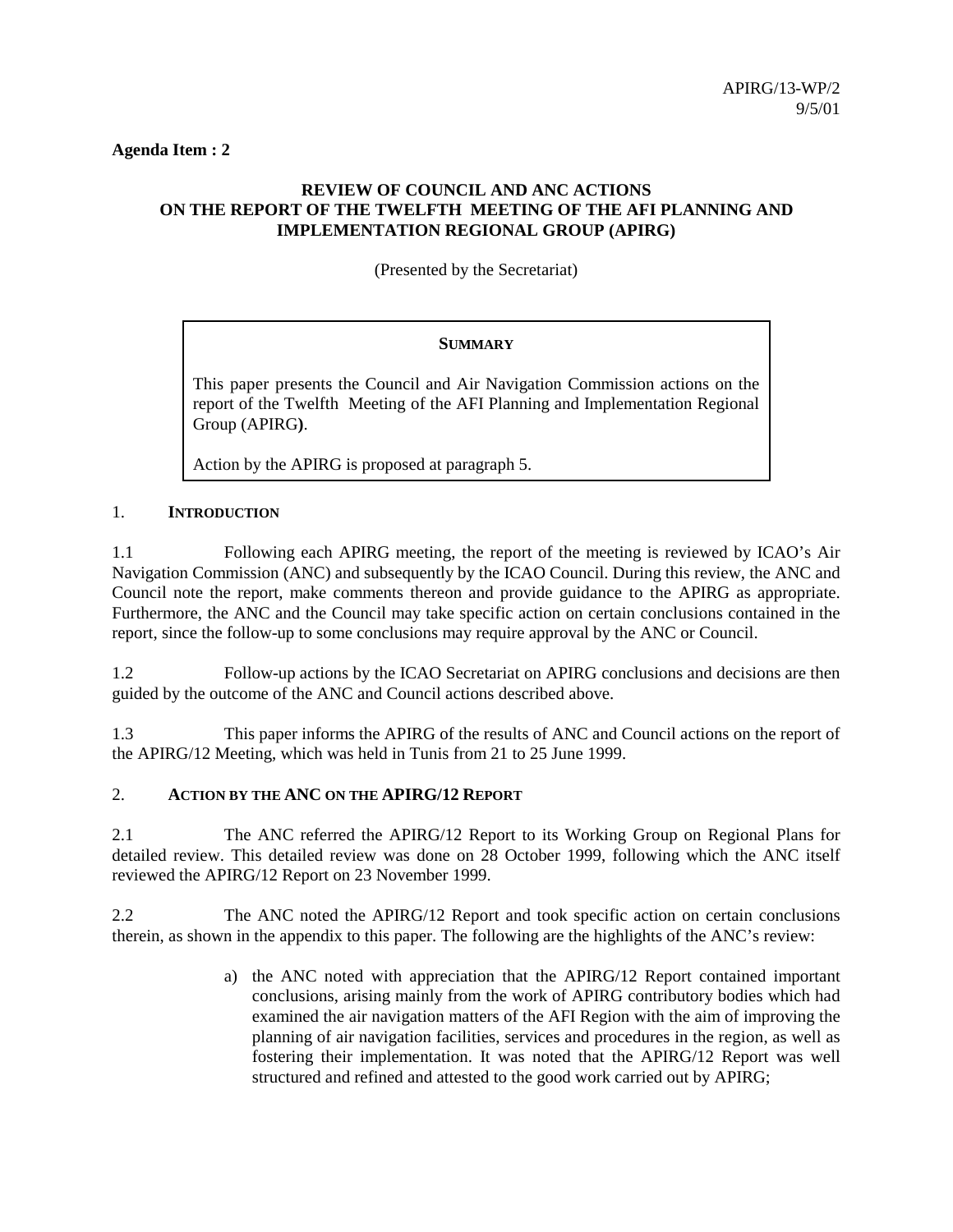APIRG/13-WP/2
9/5/01

**Agenda Item : 2**

## REVIEW OF COUNCIL AND ANC ACTIONS ON THE REPORT OF THE TWELFTH MEETING OF THE AFI PLANNING AND IMPLEMENTATION REGIONAL GROUP (APIRG)

(Presented by the Secretariat)

> **SUMMARY**
>
> This paper presents the Council and Air Navigation Commission actions on the report of the Twelfth Meeting of the AFI Planning and Implementation Regional Group (APIRG**)**.
>
> Action by the APIRG is proposed at paragraph 5.

### 1. INTRODUCTION

1.1 Following each APIRG meeting, the report of the meeting is reviewed by ICAO's Air Navigation Commission (ANC) and subsequently by the ICAO Council. During this review, the ANC and Council note the report, make comments thereon and provide guidance to the APIRG as appropriate. Furthermore, the ANC and the Council may take specific action on certain conclusions contained in the report, since the follow-up to some conclusions may require approval by the ANC or Council.

1.2 Follow-up actions by the ICAO Secretariat on APIRG conclusions and decisions are then guided by the outcome of the ANC and Council actions described above.

1.3 This paper informs the APIRG of the results of ANC and Council actions on the report of the APIRG/12 Meeting, which was held in Tunis from 21 to 25 June 1999.

### 2. ACTION BY THE ANC ON THE APIRG/12 REPORT

2.1 The ANC referred the APIRG/12 Report to its Working Group on Regional Plans for detailed review. This detailed review was done on 28 October 1999, following which the ANC itself reviewed the APIRG/12 Report on 23 November 1999.

2.2 The ANC noted the APIRG/12 Report and took specific action on certain conclusions therein, as shown in the appendix to this paper. The following are the highlights of the ANC's review:

a) the ANC noted with appreciation that the APIRG/12 Report contained important conclusions, arising mainly from the work of APIRG contributory bodies which had examined the air navigation matters of the AFI Region with the aim of improving the planning of air navigation facilities, services and procedures in the region, as well as fostering their implementation. It was noted that the APIRG/12 Report was well structured and refined and attested to the good work carried out by APIRG;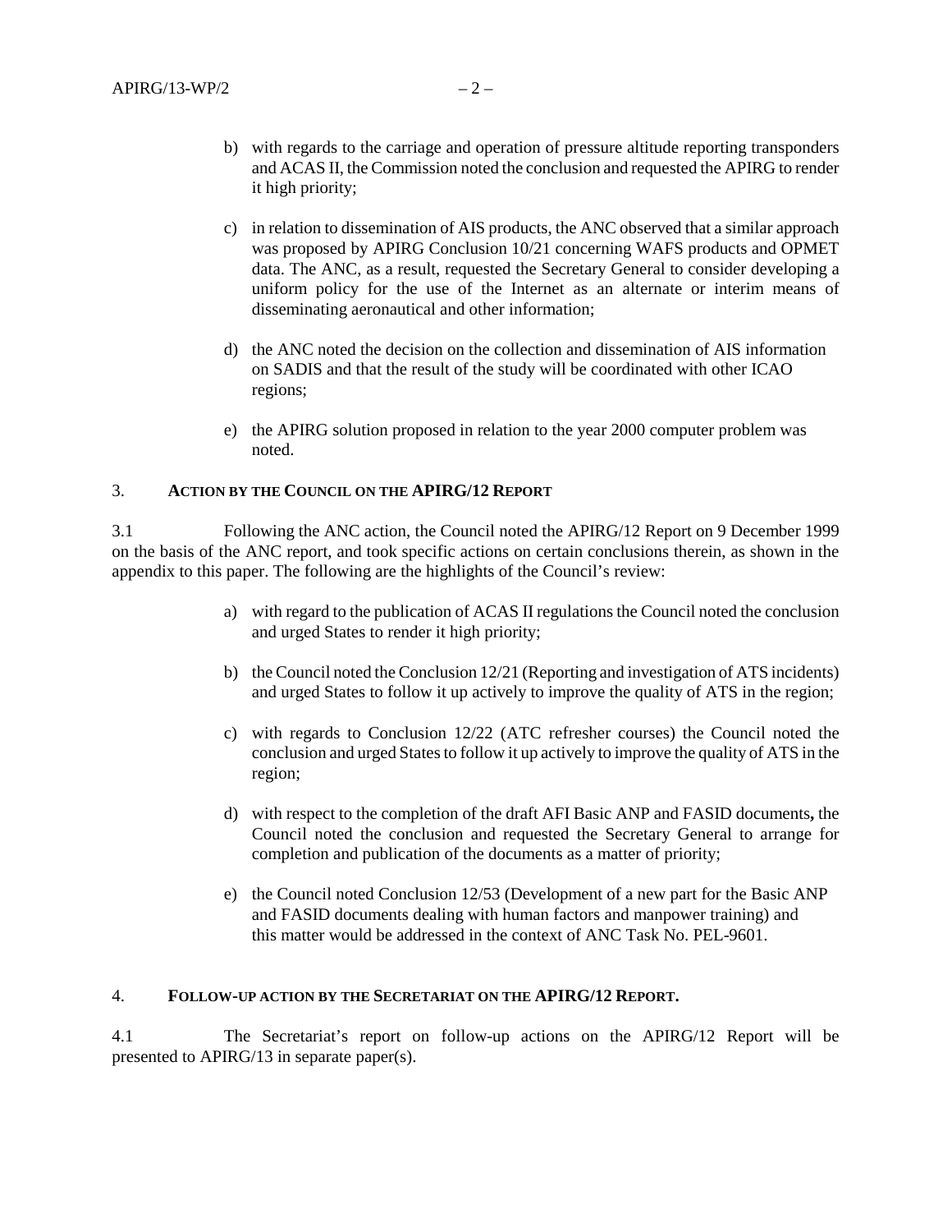b) with regards to the carriage and operation of pressure altitude reporting transponders and ACAS II, the Commission noted the conclusion and requested the APIRG to render it high priority;

c) in relation to dissemination of AIS products, the ANC observed that a similar approach was proposed by APIRG Conclusion 10/21 concerning WAFS products and OPMET data. The ANC, as a result, requested the Secretary General to consider developing a uniform policy for the use of the Internet as an alternate or interim means of disseminating aeronautical and other information;

d) the ANC noted the decision on the collection and dissemination of AIS information on SADIS and that the result of the study will be coordinated with other ICAO regions;

e) the APIRG solution proposed in relation to the year 2000 computer problem was noted.

## 3. ACTION BY THE COUNCIL ON THE APIRG/12 REPORT

3.1 Following the ANC action, the Council noted the APIRG/12 Report on 9 December 1999 on the basis of the ANC report, and took specific actions on certain conclusions therein, as shown in the appendix to this paper. The following are the highlights of the Council's review:

a) with regard to the publication of ACAS II regulations the Council noted the conclusion and urged States to render it high priority;

b) the Council noted the Conclusion 12/21 (Reporting and investigation of ATS incidents) and urged States to follow it up actively to improve the quality of ATS in the region;

c) with regards to Conclusion 12/22 (ATC refresher courses) the Council noted the conclusion and urged States to follow it up actively to improve the quality of ATS in the region;

d) with respect to the completion of the draft AFI Basic ANP and FASID documents**,** the Council noted the conclusion and requested the Secretary General to arrange for completion and publication of the documents as a matter of priority;

e) the Council noted Conclusion 12/53 (Development of a new part for the Basic ANP and FASID documents dealing with human factors and manpower training) and this matter would be addressed in the context of ANC Task No. PEL-9601.

## 4. FOLLOW-UP ACTION BY THE SECRETARIAT ON THE APIRG/12 REPORT.

4.1 The Secretariat's report on follow-up actions on the APIRG/12 Report will be presented to APIRG/13 in separate paper(s).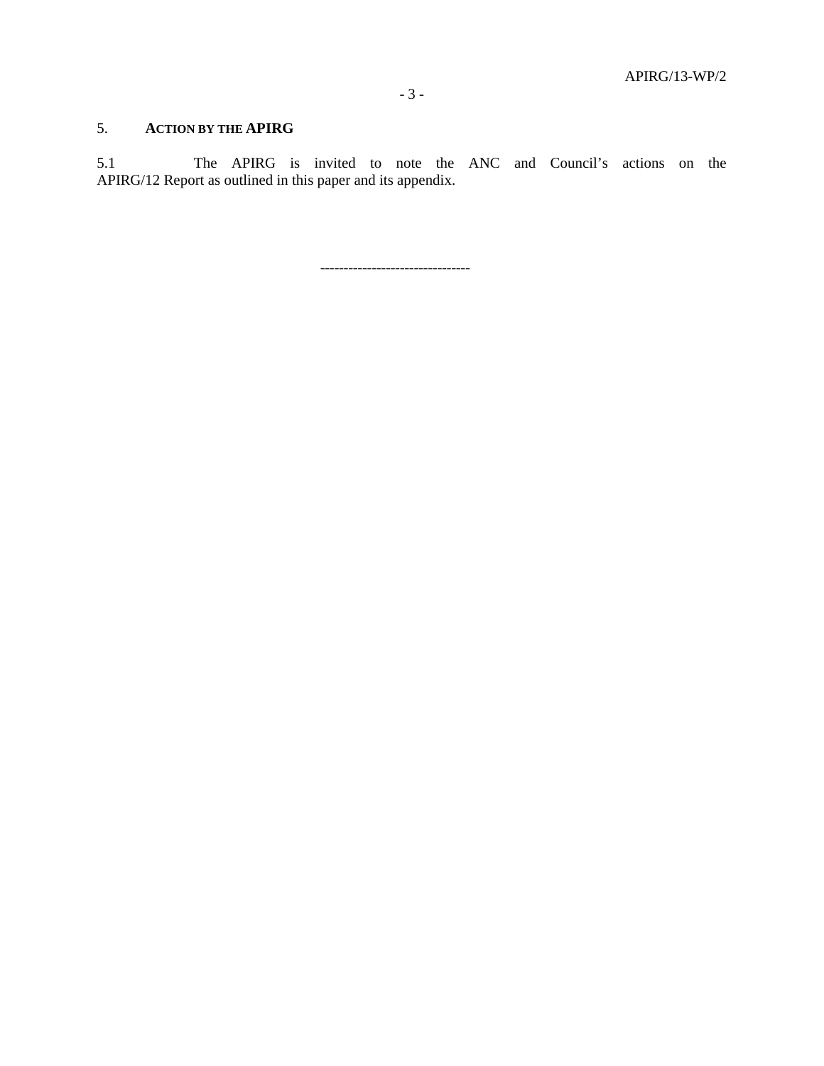## 5. ACTION BY THE APIRG

5.1 The APIRG is invited to note the ANC and Council's actions on the APIRG/12 Report as outlined in this paper and its appendix.

--------------------------------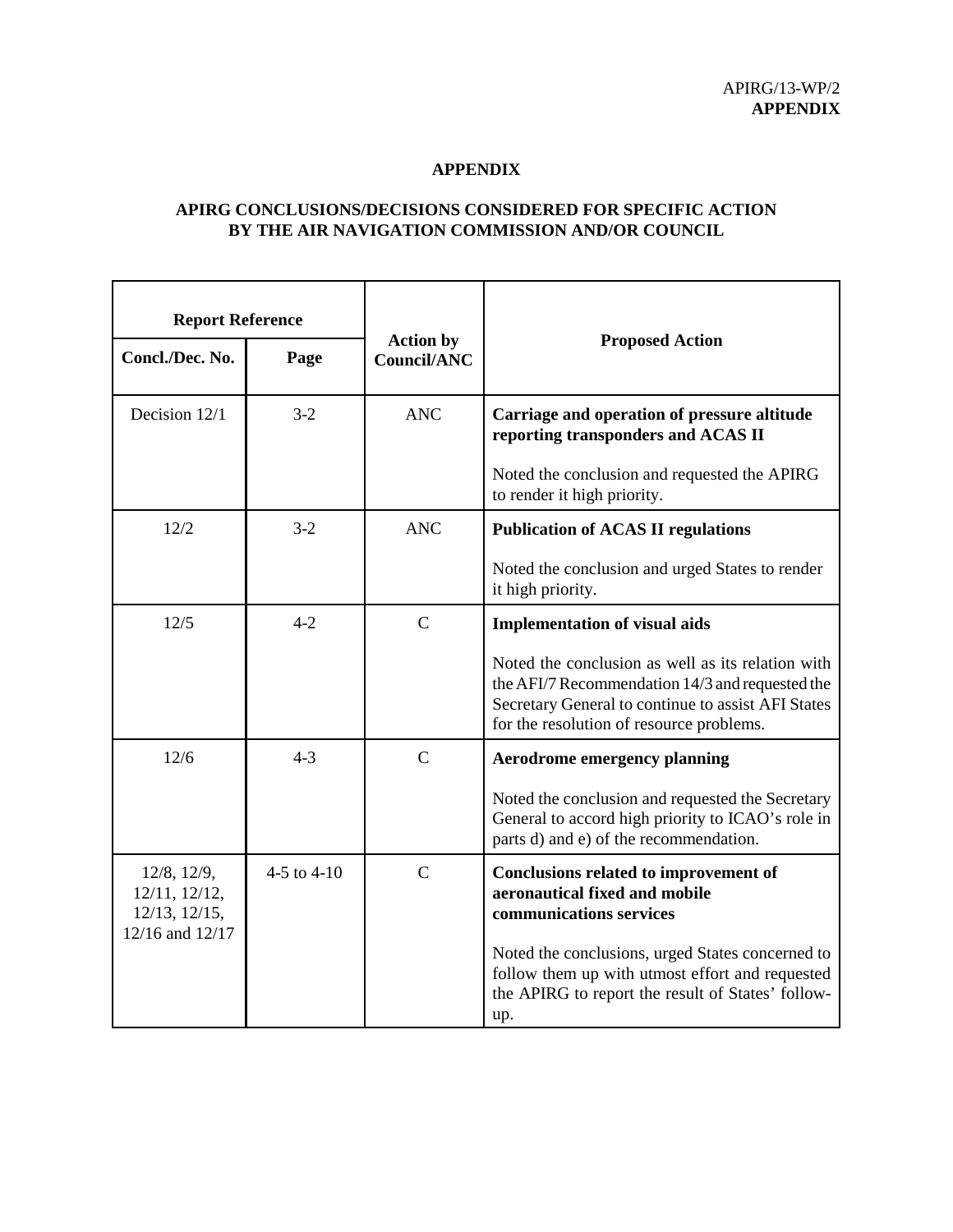APIRG/13-WP/2
**APPENDIX**

## APPENDIX

## APIRG CONCLUSIONS/DECISIONS CONSIDERED FOR SPECIFIC ACTION BY THE AIR NAVIGATION COMMISSION AND/OR COUNCIL

| Report Reference | | Action by Council/ANC | Proposed Action |
|---|---|---|---|
| **Concl./Dec. No.** | **Page** | | |
| Decision 12/1 | 3-2 | ANC | **Carriage and operation of pressure altitude reporting transponders and ACAS II**<br><br>Noted the conclusion and requested the APIRG to render it high priority. |
| 12/2 | 3-2 | ANC | **Publication of ACAS II regulations**<br><br>Noted the conclusion and urged States to render it high priority. |
| 12/5 | 4-2 | C | **Implementation of visual aids**<br><br>Noted the conclusion as well as its relation with the AFI/7 Recommendation 14/3 and requested the Secretary General to continue to assist AFI States for the resolution of resource problems. |
| 12/6 | 4-3 | C | **Aerodrome emergency planning**<br><br>Noted the conclusion and requested the Secretary General to accord high priority to ICAO's role in parts d) and e) of the recommendation. |
| 12/8, 12/9, 12/11, 12/12, 12/13, 12/15, 12/16 and 12/17 | 4-5 to 4-10 | C | **Conclusions related to improvement of aeronautical fixed and mobile communications services**<br><br>Noted the conclusions, urged States concerned to follow them up with utmost effort and requested the APIRG to report the result of States' follow-up. |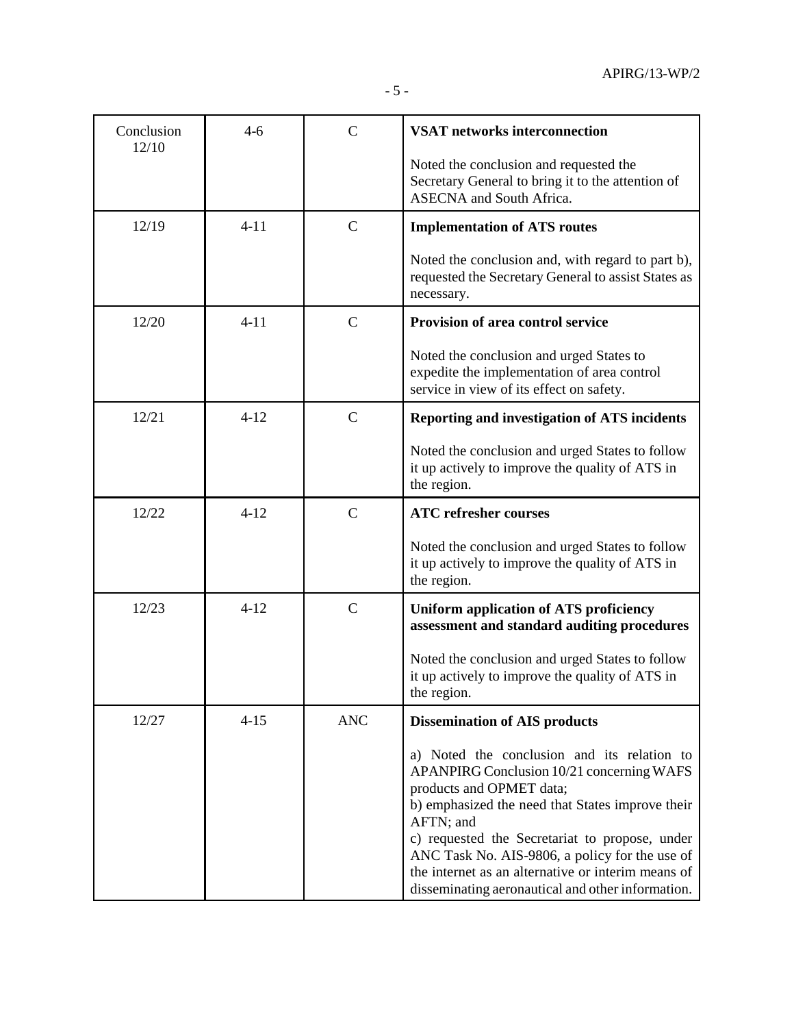| | | | |
|---|---|---|---|
| Conclusion 12/10 | 4-6 | C | **VSAT networks interconnection**<br><br>Noted the conclusion and requested the Secretary General to bring it to the attention of ASECNA and South Africa. |
| 12/19 | 4-11 | C | **Implementation of ATS routes**<br><br>Noted the conclusion and, with regard to part b), requested the Secretary General to assist States as necessary. |
| 12/20 | 4-11 | C | **Provision of area control service**<br><br>Noted the conclusion and urged States to expedite the implementation of area control service in view of its effect on safety. |
| 12/21 | 4-12 | C | **Reporting and investigation of ATS incidents**<br><br>Noted the conclusion and urged States to follow it up actively to improve the quality of ATS in the region. |
| 12/22 | 4-12 | C | **ATC refresher courses**<br><br>Noted the conclusion and urged States to follow it up actively to improve the quality of ATS in the region. |
| 12/23 | 4-12 | C | **Uniform application of ATS proficiency assessment and standard auditing procedures**<br><br>Noted the conclusion and urged States to follow it up actively to improve the quality of ATS in the region. |
| 12/27 | 4-15 | ANC | **Dissemination of AIS products**<br><br>a) Noted the conclusion and its relation to APANPIRG Conclusion 10/21 concerning WAFS products and OPMET data;<br>b) emphasized the need that States improve their AFTN; and<br>c) requested the Secretariat to propose, under ANC Task No. AIS-9806, a policy for the use of the internet as an alternative or interim means of disseminating aeronautical and other information. |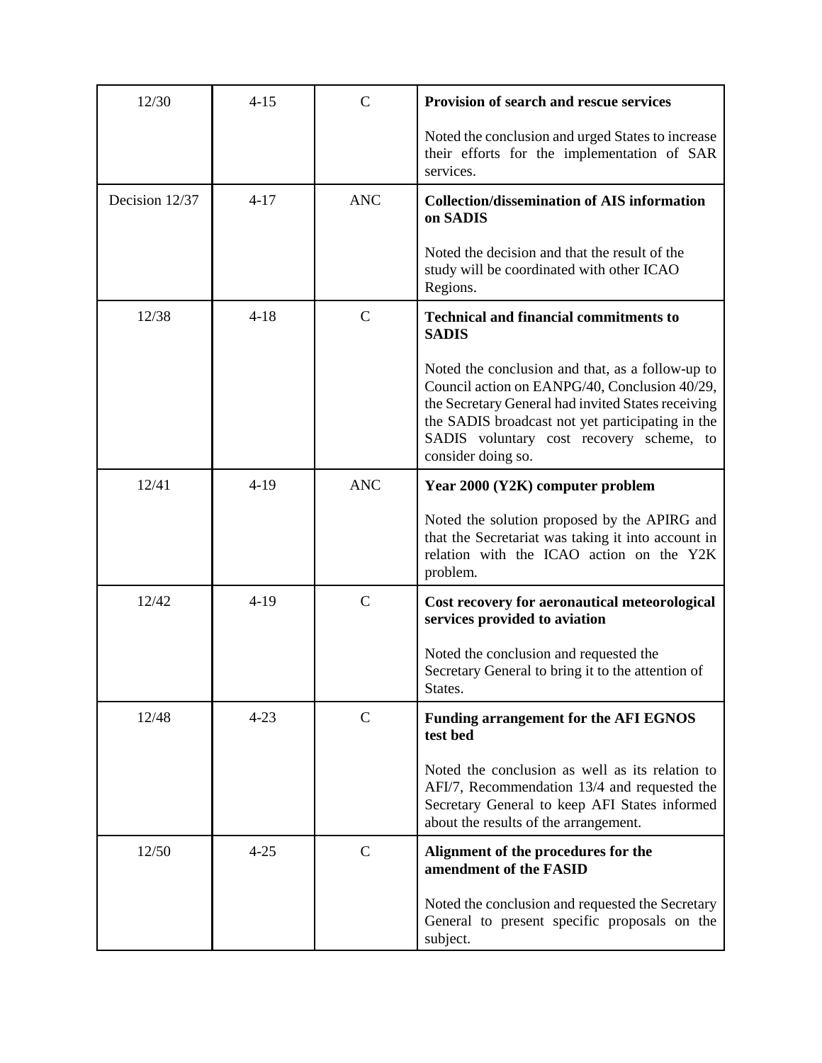| | | | |
|---|---|---|---|
| 12/30 | 4-15 | C | **Provision of search and rescue services**<br><br>Noted the conclusion and urged States to increase their efforts for the implementation of SAR services. |
| Decision 12/37 | 4-17 | ANC | **Collection/dissemination of AIS information on SADIS**<br><br>Noted the decision and that the result of the study will be coordinated with other ICAO Regions. |
| 12/38 | 4-18 | C | **Technical and financial commitments to SADIS**<br><br>Noted the conclusion and that, as a follow-up to Council action on EANPG/40, Conclusion 40/29, the Secretary General had invited States receiving the SADIS broadcast not yet participating in the SADIS voluntary cost recovery scheme, to consider doing so. |
| 12/41 | 4-19 | ANC | **Year 2000 (Y2K) computer problem**<br><br>Noted the solution proposed by the APIRG and that the Secretariat was taking it into account in relation with the ICAO action on the Y2K problem. |
| 12/42 | 4-19 | C | **Cost recovery for aeronautical meteorological services provided to aviation**<br><br>Noted the conclusion and requested the Secretary General to bring it to the attention of States. |
| 12/48 | 4-23 | C | **Funding arrangement for the AFI EGNOS test bed**<br><br>Noted the conclusion as well as its relation to AFI/7, Recommendation 13/4 and requested the Secretary General to keep AFI States informed about the results of the arrangement. |
| 12/50 | 4-25 | C | **Alignment of the procedures for the amendment of the FASID**<br><br>Noted the conclusion and requested the Secretary General to present specific proposals on the subject. |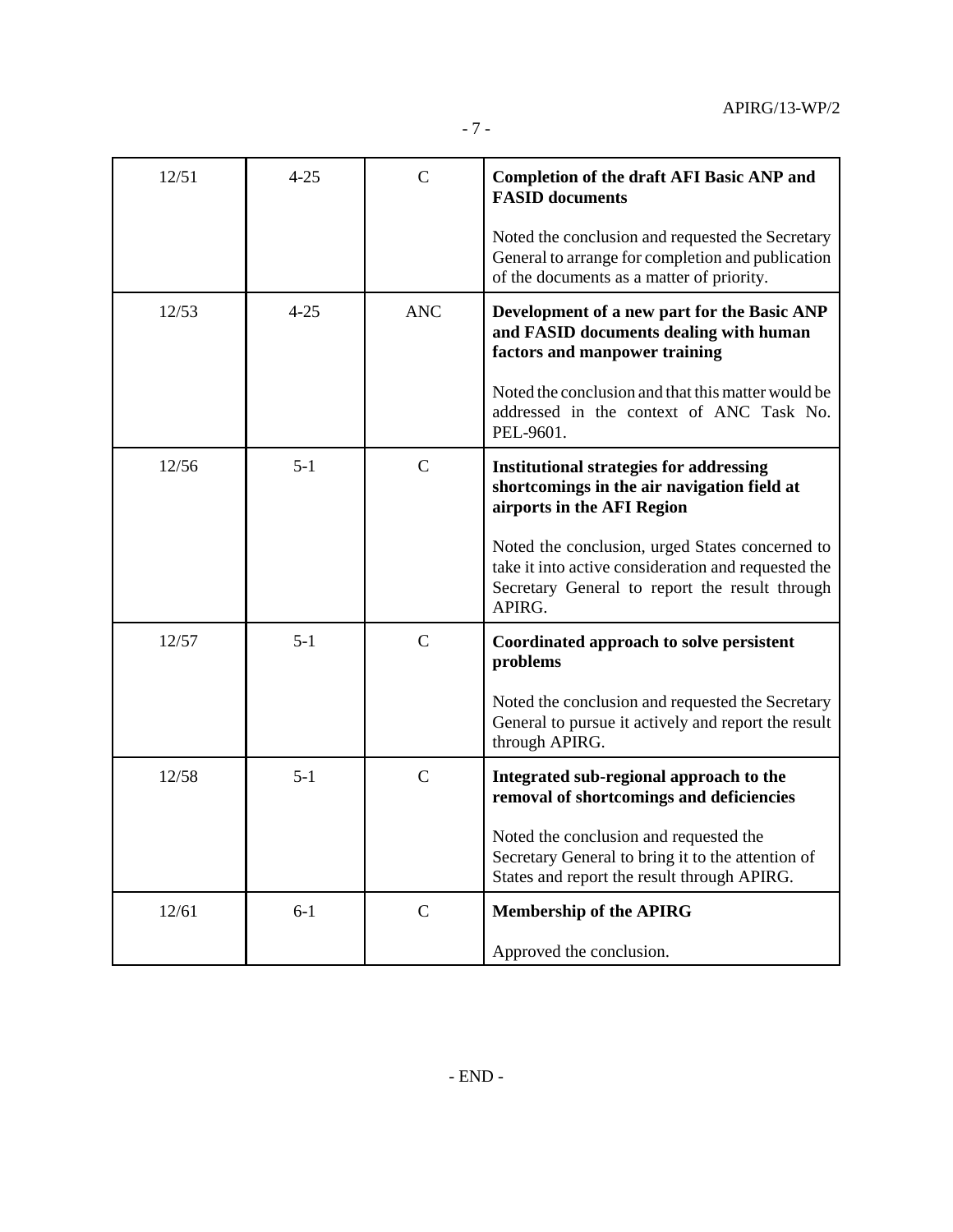| | | | |
|---|---|---|---|
| 12/51 | 4-25 | C | **Completion of the draft AFI Basic ANP and FASID documents**<br><br>Noted the conclusion and requested the Secretary General to arrange for completion and publication of the documents as a matter of priority. |
| 12/53 | 4-25 | ANC | **Development of a new part for the Basic ANP and FASID documents dealing with human factors and manpower training**<br><br>Noted the conclusion and that this matter would be addressed in the context of ANC Task No. PEL-9601. |
| 12/56 | 5-1 | C | **Institutional strategies for addressing shortcomings in the air navigation field at airports in the AFI Region**<br><br>Noted the conclusion, urged States concerned to take it into active consideration and requested the Secretary General to report the result through APIRG. |
| 12/57 | 5-1 | C | **Coordinated approach to solve persistent problems**<br><br>Noted the conclusion and requested the Secretary General to pursue it actively and report the result through APIRG. |
| 12/58 | 5-1 | C | **Integrated sub-regional approach to the removal of shortcomings and deficiencies**<br><br>Noted the conclusion and requested the Secretary General to bring it to the attention of States and report the result through APIRG. |
| 12/61 | 6-1 | C | **Membership of the APIRG**<br><br>Approved the conclusion. |

- END -